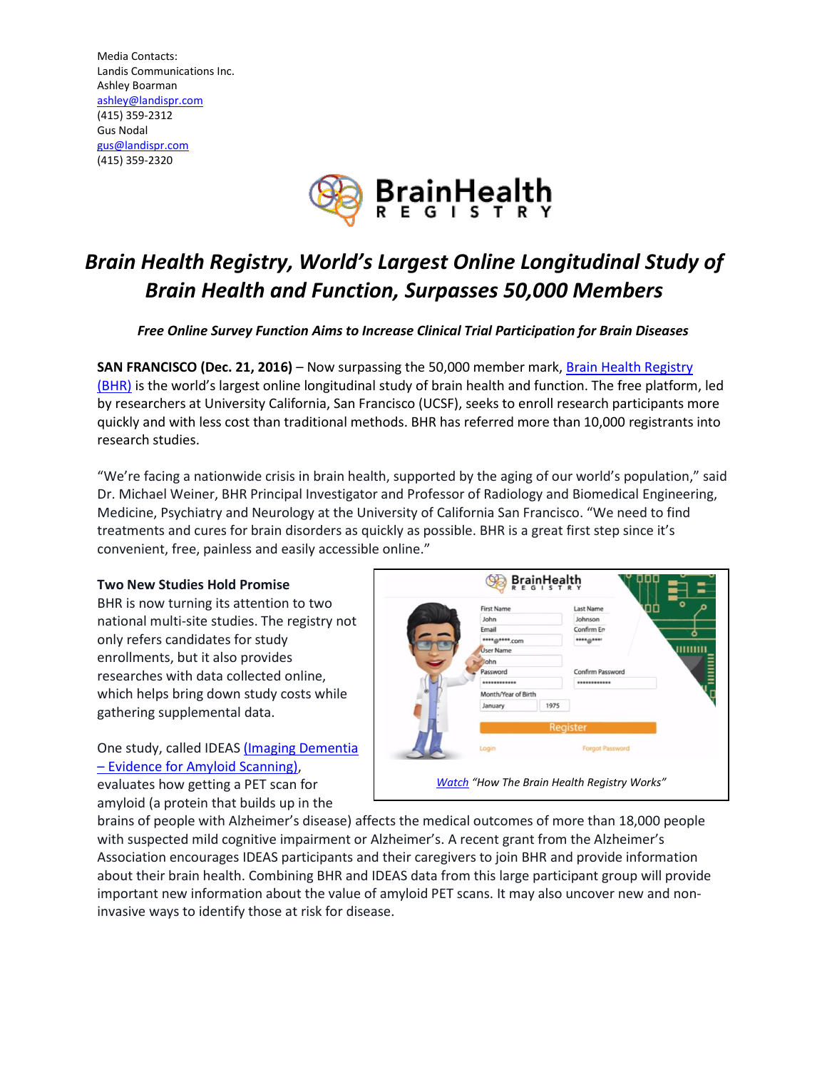Media Contacts:
Landis Communications Inc.
Ashley Boarman
ashley@landispr.com
(415) 359-2312
Gus Nodal
gus@landispr.com
(415) 359-2320

# *Brain Health Registry, World's Largest Online Longitudinal Study of Brain Health and Function, Surpasses 50,000 Members*

***Free Online Survey Function Aims to Increase Clinical Trial Participation for Brain Diseases***

**SAN FRANCISCO (Dec. 21, 2016)** – Now surpassing the 50,000 member mark, Brain Health Registry (BHR) is the world's largest online longitudinal study of brain health and function. The free platform, led by researchers at University California, San Francisco (UCSF), seeks to enroll research participants more quickly and with less cost than traditional methods. BHR has referred more than 10,000 registrants into research studies.

"We're facing a nationwide crisis in brain health, supported by the aging of our world's population," said Dr. Michael Weiner, BHR Principal Investigator and Professor of Radiology and Biomedical Engineering, Medicine, Psychiatry and Neurology at the University of California San Francisco. "We need to find treatments and cures for brain disorders as quickly as possible. BHR is a great first step since it's convenient, free, painless and easily accessible online."

**Two New Studies Hold Promise**

BHR is now turning its attention to two national multi-site studies. The registry not only refers candidates for study enrollments, but it also provides researches with data collected online, which helps bring down study costs while gathering supplemental data.

Watch *"How The Brain Health Registry Works"*

One study, called IDEAS (Imaging Dementia – Evidence for Amyloid Scanning), evaluates how getting a PET scan for amyloid (a protein that builds up in the brains of people with Alzheimer's disease) affects the medical outcomes of more than 18,000 people with suspected mild cognitive impairment or Alzheimer's. A recent grant from the Alzheimer's Association encourages IDEAS participants and their caregivers to join BHR and provide information about their brain health. Combining BHR and IDEAS data from this large participant group will provide important new information about the value of amyloid PET scans. It may also uncover new and non-invasive ways to identify those at risk for disease.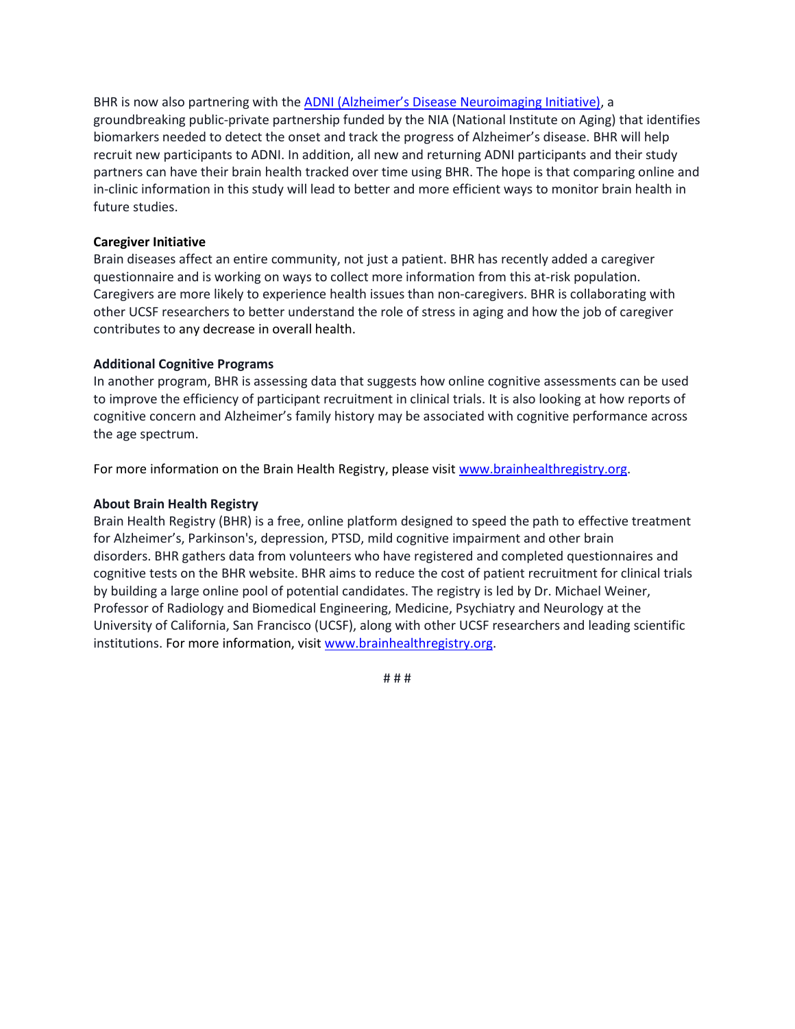BHR is now also partnering with the [ADNI (Alzheimer's Disease Neuroimaging Initiative)](), a groundbreaking public-private partnership funded by the NIA (National Institute on Aging) that identifies biomarkers needed to detect the onset and track the progress of Alzheimer's disease. BHR will help recruit new participants to ADNI. In addition, all new and returning ADNI participants and their study partners can have their brain health tracked over time using BHR. The hope is that comparing online and in-clinic information in this study will lead to better and more efficient ways to monitor brain health in future studies.

**Caregiver Initiative**

Brain diseases affect an entire community, not just a patient. BHR has recently added a caregiver questionnaire and is working on ways to collect more information from this at-risk population. Caregivers are more likely to experience health issues than non-caregivers. BHR is collaborating with other UCSF researchers to better understand the role of stress in aging and how the job of caregiver contributes to any decrease in overall health.

**Additional Cognitive Programs**

In another program, BHR is assessing data that suggests how online cognitive assessments can be used to improve the efficiency of participant recruitment in clinical trials. It is also looking at how reports of cognitive concern and Alzheimer's family history may be associated with cognitive performance across the age spectrum.

For more information on the Brain Health Registry, please visit www.brainhealthregistry.org.

**About Brain Health Registry**

Brain Health Registry (BHR) is a free, online platform designed to speed the path to effective treatment for Alzheimer's, Parkinson's, depression, PTSD, mild cognitive impairment and other brain disorders. BHR gathers data from volunteers who have registered and completed questionnaires and cognitive tests on the BHR website. BHR aims to reduce the cost of patient recruitment for clinical trials by building a large online pool of potential candidates. The registry is led by Dr. Michael Weiner, Professor of Radiology and Biomedical Engineering, Medicine, Psychiatry and Neurology at the University of California, San Francisco (UCSF), along with other UCSF researchers and leading scientific institutions. For more information, visit www.brainhealthregistry.org.

# # #